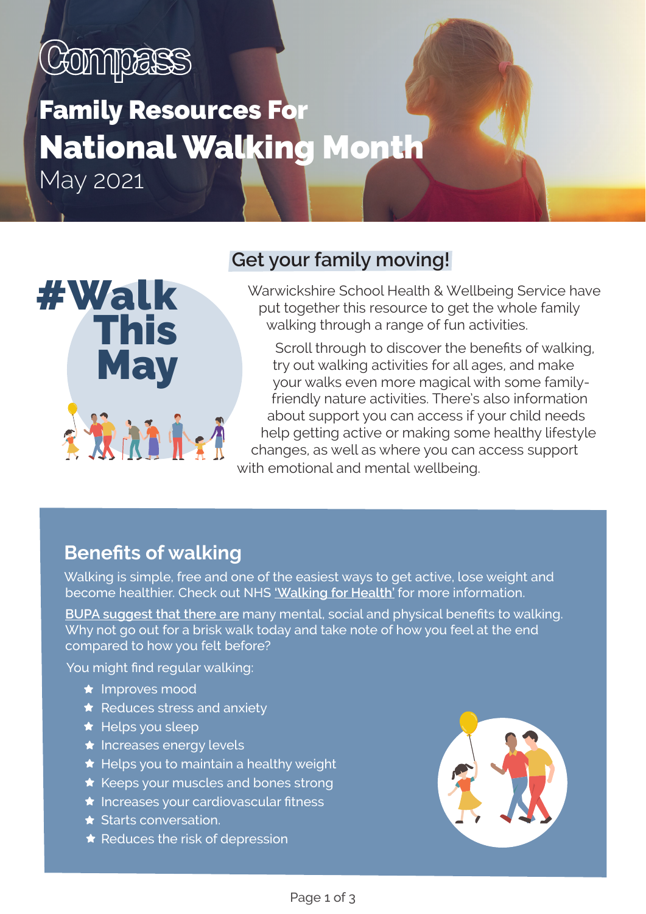Compass

# Family Resources For National Walking Month

May 2021

#WalkThisMay

## Get your family moving!

Warwickshire School Health & Wellbeing Service have put together this resource to get the whole family walking through a range of fun activities.

Scroll through to discover the benefits of walking, try out walking activities for all ages, and make your walks even more magical with some family-friendly nature activities. There's also information about support you can access if your child needs help getting active or making some healthy lifestyle changes, as well as where you can access support with emotional and mental wellbeing.

## Benefits of walking

Walking is simple, free and one of the easiest ways to get active, lose weight and become healthier. Check out NHS 'Walking for Health' for more information.

BUPA suggest that there are many mental, social and physical benefits to walking. Why not go out for a brisk walk today and take note of how you feel at the end compared to how you felt before?

You might find regular walking:

- Improves mood
- Reduces stress and anxiety
- Helps you sleep
- Increases energy levels
- Helps you to maintain a healthy weight
- Keeps your muscles and bones strong
- Increases your cardiovascular fitness
- Starts conversation.
- Reduces the risk of depression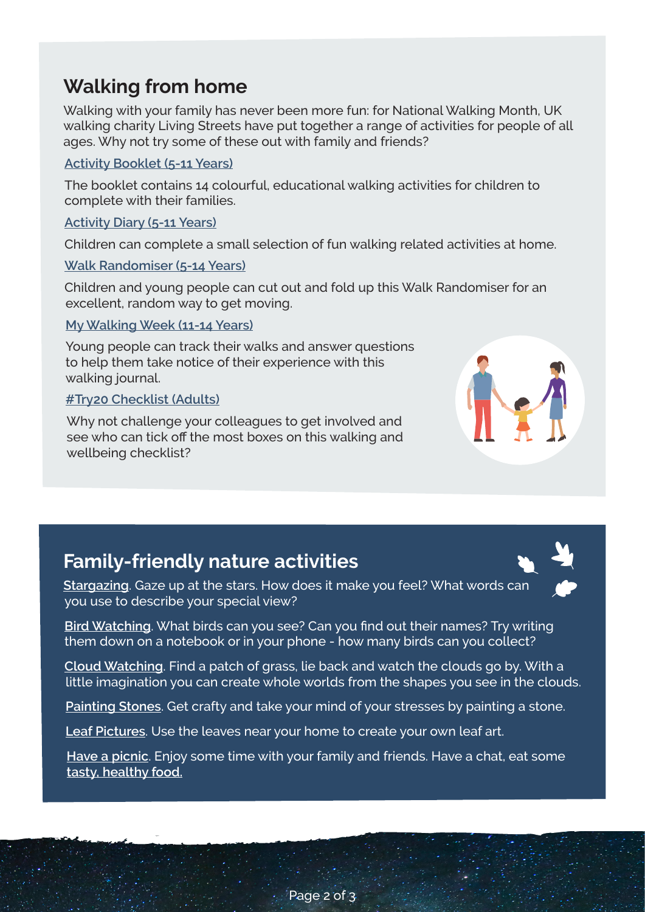## Walking from home

Walking with your family has never been more fun: for National Walking Month, UK walking charity Living Streets have put together a range of activities for people of all ages. Why not try some of these out with family and friends?

Activity Booklet (5-11 Years)

The booklet contains 14 colourful, educational walking activities for children to complete with their families.

Activity Diary (5-11 Years)

Children can complete a small selection of fun walking related activities at home.

Walk Randomiser (5-14 Years)

Children and young people can cut out and fold up this Walk Randomiser for an excellent, random way to get moving.

My Walking Week (11-14 Years)

Young people can track their walks and answer questions to help them take notice of their experience with this walking journal.

#Try20 Checklist (Adults)

Why not challenge your colleagues to get involved and see who can tick off the most boxes on this walking and wellbeing checklist?

## Family-friendly nature activities

**Stargazing**. Gaze up at the stars. How does it make you feel? What words can you use to describe your special view?

**Bird Watching**. What birds can you see? Can you find out their names? Try writing them down on a notebook or in your phone - how many birds can you collect?

**Cloud Watching**. Find a patch of grass, lie back and watch the clouds go by. With a little imagination you can create whole worlds from the shapes you see in the clouds.

**Painting Stones**. Get crafty and take your mind of your stresses by painting a stone.

**Leaf Pictures**. Use the leaves near your home to create your own leaf art.

**Have a picnic**. Enjoy some time with your family and friends. Have a chat, eat some **tasty, healthy food.**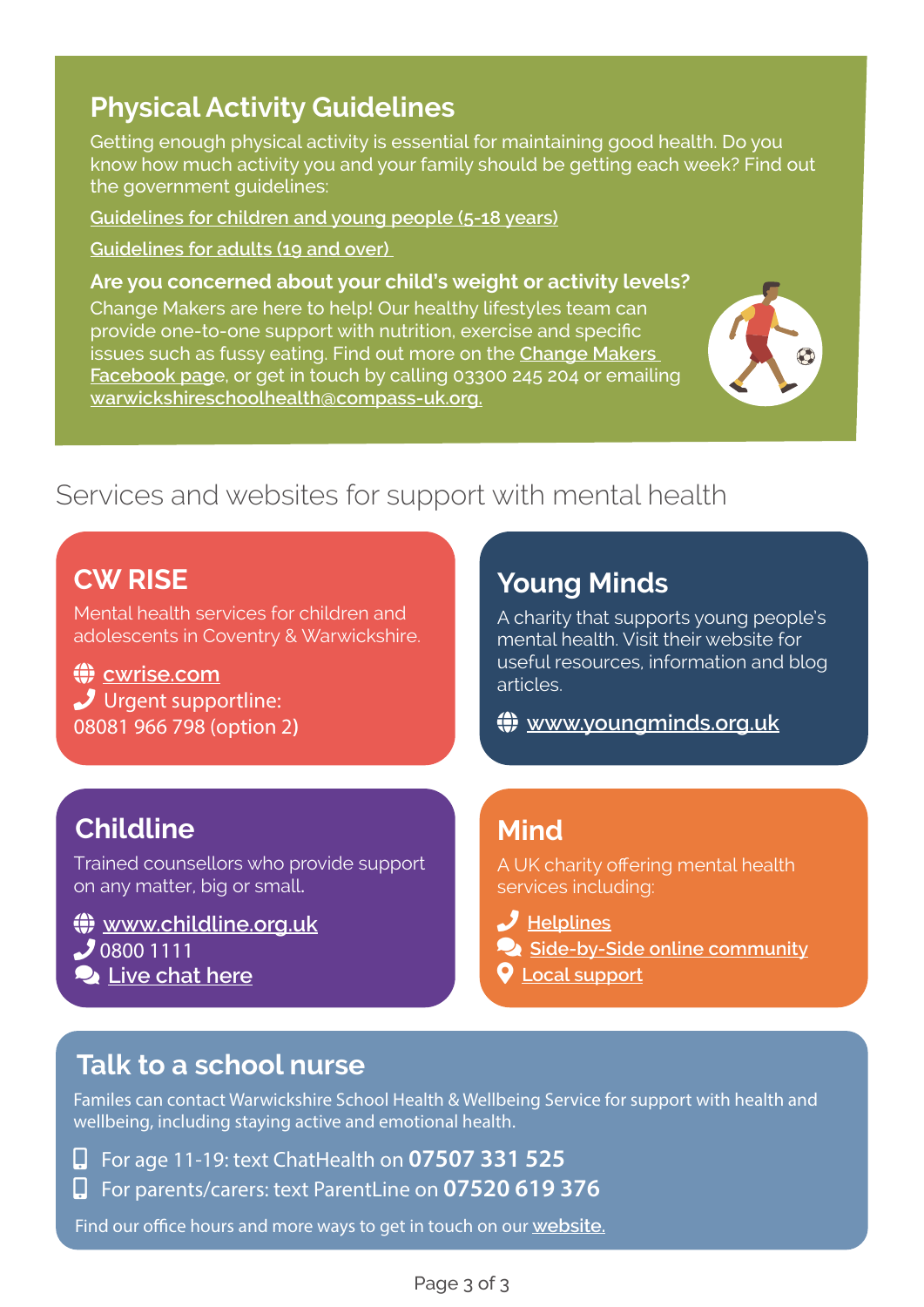## Physical Activity Guidelines

Getting enough physical activity is essential for maintaining good health. Do you know how much activity you and your family should be getting each week? Find out the government guidelines:

Guidelines for children and young people (5-18 years)

Guidelines for adults (19 and over)

**Are you concerned about your child's weight or activity levels?**

Change Makers are here to help! Our healthy lifestyles team can provide one-to-one support with nutrition, exercise and specific issues such as fussy eating. Find out more on the Change Makers Facebook page, or get in touch by calling 03300 245 204 or emailing warwickshireschoolhealth@compass-uk.org.

# Services and websites for support with mental health

### CW RISE

Mental health services for children and adolescents in Coventry & Warwickshire.

cwrise.com

Urgent supportline:
08081 966 798 (option 2)

### Young Minds

A charity that supports young people's mental health. Visit their website for useful resources, information and blog articles.

www.youngminds.org.uk

### Childline

Trained counsellors who provide support on any matter, big or small.

www.childline.org.uk

0800 1111

Live chat here

### Mind

A UK charity offering mental health services including:

- Helplines
- Side-by-Side online community
- Local support

### Talk to a school nurse

Familes can contact Warwickshire School Health & Wellbeing Service for support with health and wellbeing, including staying active and emotional health.

For age 11-19: text ChatHealth on **07507 331 525**

For parents/carers: text ParentLine on **07520 619 376**

Find our office hours and more ways to get in touch on our website.